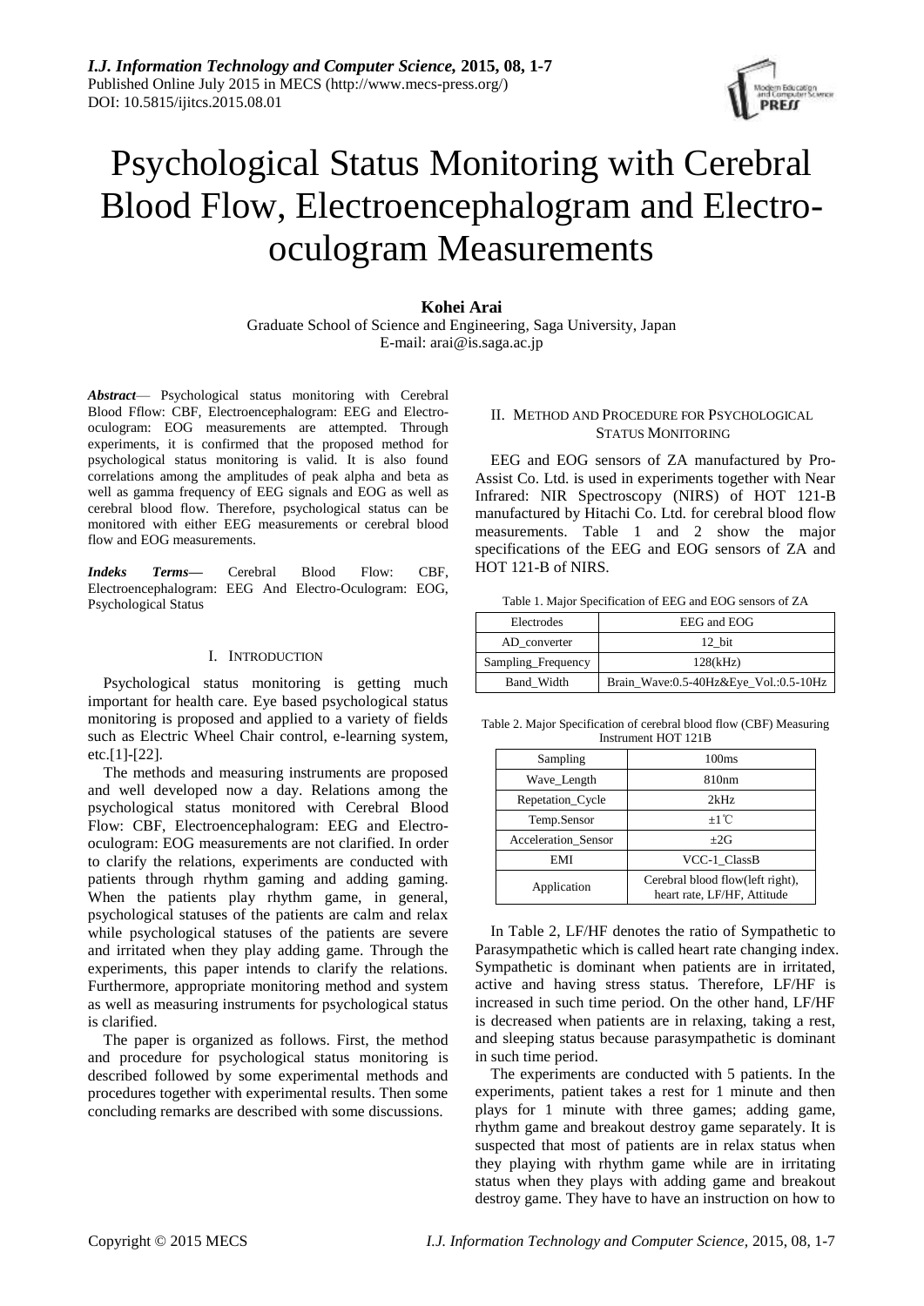# Psychological Status Monitoring with Cerebral Blood Flow, Electroencephalogram and Electro-oculogram Measurements

**Kohei Arai**

Graduate School of Science and Engineering, Saga University, Japan
E-mail: arai@is.saga.ac.jp

***Abstract*** — Psychological status monitoring with Cerebral Blood Fflow: CBF, Electroencephalogram: EEG and Electro-oculogram: EOG measurements are attempted. Through experiments, it is confirmed that the proposed method for psychological status monitoring is valid. It is also found correlations among the amplitudes of peak alpha and beta as well as gamma frequency of EEG signals and EOG as well as cerebral blood flow. Therefore, psychological status can be monitored with either EEG measurements or cerebral blood flow and EOG measurements.

***Indeks Terms*—** Cerebral Blood Flow: CBF, Electroencephalogram: EEG And Electro-Oculogram: EOG, Psychological Status

## I. Introduction

Psychological status monitoring is getting much important for health care. Eye based psychological status monitoring is proposed and applied to a variety of fields such as Electric Wheel Chair control, e-learning system, etc.[1]-[22].

The methods and measuring instruments are proposed and well developed now a day. Relations among the psychological status monitored with Cerebral Blood Flow: CBF, Electroencephalogram: EEG and Electro-oculogram: EOG measurements are not clarified. In order to clarify the relations, experiments are conducted with patients through rhythm gaming and adding gaming. When the patients play rhythm game, in general, psychological statuses of the patients are calm and relax while psychological statuses of the patients are severe and irritated when they play adding game. Through the experiments, this paper intends to clarify the relations. Furthermore, appropriate monitoring method and system as well as measuring instruments for psychological status is clarified.

The paper is organized as follows. First, the method and procedure for psychological status monitoring is described followed by some experimental methods and procedures together with experimental results. Then some concluding remarks are described with some discussions.

## II. Method and Procedure for Psychological Status Monitoring

EEG and EOG sensors of ZA manufactured by Pro-Assist Co. Ltd. is used in experiments together with Near Infrared: NIR Spectroscopy (NIRS) of HOT 121-B manufactured by Hitachi Co. Ltd. for cerebral blood flow measurements. Table 1 and 2 show the major specifications of the EEG and EOG sensors of ZA and HOT 121-B of NIRS.

Table 1. Major Specification of EEG and EOG sensors of ZA

| Electrodes | EEG and EOG |
|---|---|
| AD_converter | 12_bit |
| Sampling_Frequency | 128(kHz) |
| Band_Width | Brain_Wave:0.5-40Hz&Eye_Vol.:0.5-10Hz |

Table 2. Major Specification of cerebral blood flow (CBF) Measuring Instrument HOT 121B

| Sampling | 100ms |
|---|---|
| Wave_Length | 810nm |
| Repetation_Cycle | 2kHz |
| Temp.Sensor | ±1℃ |
| Acceleration_Sensor | ±2G |
| EMI | VCC-1_ClassB |
| Application | Cerebral blood flow(left right), heart rate, LF/HF, Attitude |

In Table 2, LF/HF denotes the ratio of Sympathetic to Parasympathetic which is called heart rate changing index. Sympathetic is dominant when patients are in irritated, active and having stress status. Therefore, LF/HF is increased in such time period. On the other hand, LF/HF is decreased when patients are in relaxing, taking a rest, and sleeping status because parasympathetic is dominant in such time period.

The experiments are conducted with 5 patients. In the experiments, patient takes a rest for 1 minute and then plays for 1 minute with three games; adding game, rhythm game and breakout destroy game separately. It is suspected that most of patients are in relax status when they playing with rhythm game while are in irritating status when they plays with adding game and breakout destroy game. They have to have an instruction on how to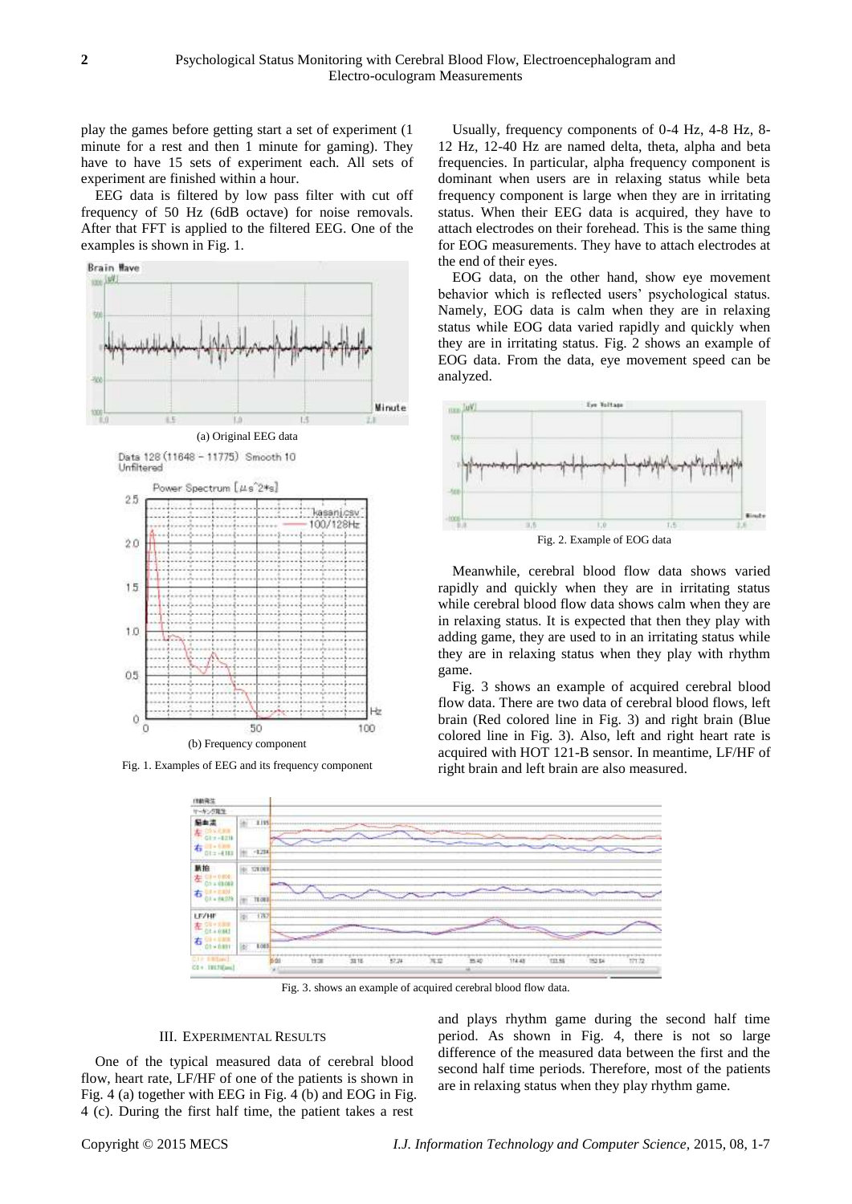play the games before getting start a set of experiment (1 minute for a rest and then 1 minute for gaming). They have to have 15 sets of experiment each. All sets of experiment are finished within a hour.

EEG data is filtered by low pass filter with cut off frequency of 50 Hz (6dB octave) for noise removals. After that FFT is applied to the filtered EEG. One of the examples is shown in Fig. 1.

(a) Original EEG data

(b) Frequency component

Fig. 1. Examples of EEG and its frequency component

Usually, frequency components of 0-4 Hz, 4-8 Hz, 8-12 Hz, 12-40 Hz are named delta, theta, alpha and beta frequencies. In particular, alpha frequency component is dominant when users are in relaxing status while beta frequency component is large when they are in irritating status. When their EEG data is acquired, they have to attach electrodes on their forehead. This is the same thing for EOG measurements. They have to attach electrodes at the end of their eyes.

EOG data, on the other hand, show eye movement behavior which is reflected users' psychological status. Namely, EOG data is calm when they are in relaxing status while EOG data varied rapidly and quickly when they are in irritating status. Fig. 2 shows an example of EOG data. From the data, eye movement speed can be analyzed.

Fig. 2. Example of EOG data

Meanwhile, cerebral blood flow data shows varied rapidly and quickly when they are in irritating status while cerebral blood flow data shows calm when they are in relaxing status. It is expected that then they play with adding game, they are used to in an irritating status while they are in relaxing status when they play with rhythm game.

Fig. 3 shows an example of acquired cerebral blood flow data. There are two data of cerebral blood flows, left brain (Red colored line in Fig. 3) and right brain (Blue colored line in Fig. 3). Also, left and right heart rate is acquired with HOT 121-B sensor. In meantime, LF/HF of right brain and left brain are also measured.

Fig. 3. shows an example of acquired cerebral blood flow data.

## III. Experimental Results

One of the typical measured data of cerebral blood flow, heart rate, LF/HF of one of the patients is shown in Fig. 4 (a) together with EEG in Fig. 4 (b) and EOG in Fig. 4 (c). During the first half time, the patient takes a rest and plays rhythm game during the second half time period. As shown in Fig. 4, there is not so large difference of the measured data between the first and the second half time periods. Therefore, most of the patients are in relaxing status when they play rhythm game.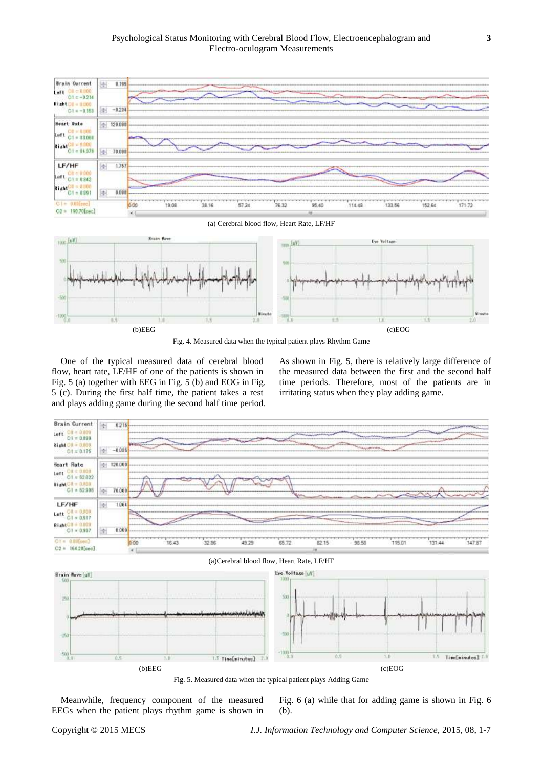(a) Cerebral blood flow, Heart Rate, LF/HF

(b)EEG

(c)EOG

Fig. 4. Measured data when the typical patient plays Rhythm Game

One of the typical measured data of cerebral blood flow, heart rate, LF/HF of one of the patients is shown in Fig. 5 (a) together with EEG in Fig. 5 (b) and EOG in Fig. 5 (c). During the first half time, the patient takes a rest and plays adding game during the second half time period. As shown in Fig. 5, there is relatively large difference of the measured data between the first and the second half time periods. Therefore, most of the patients are in irritating status when they play adding game.

(a)Cerebral blood flow, Heart Rate, LF/HF

(b)EEG

(c)EOG

Fig. 5. Measured data when the typical patient plays Adding Game

Meanwhile, frequency component of the measured EEGs when the patient plays rhythm game is shown in Fig. 6 (a) while that for adding game is shown in Fig. 6 (b).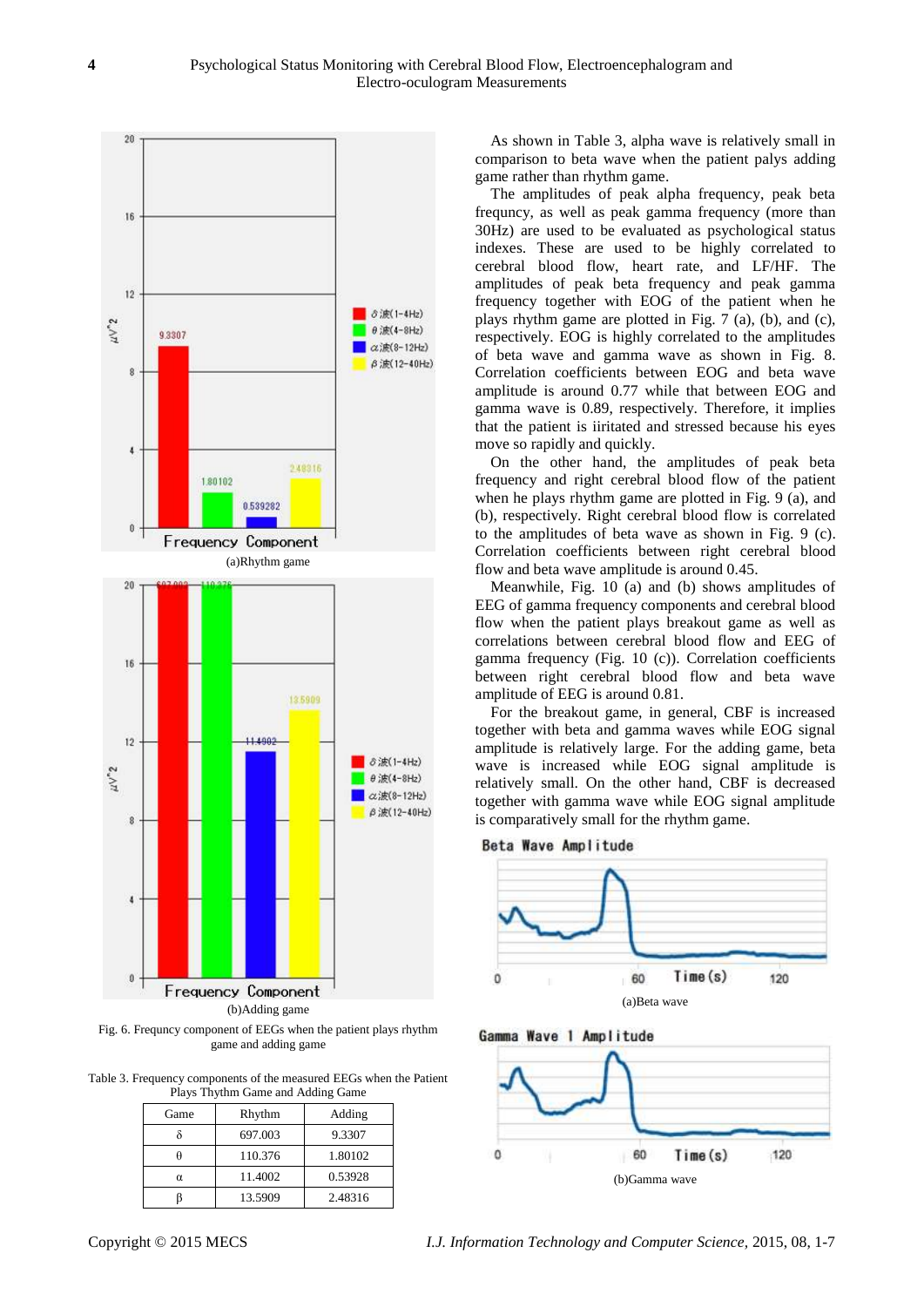(a)Rhythm game

(b)Adding game

Fig. 6. Frequncy component of EEGs when the patient plays rhythm game and adding game

Table 3. Frequency components of the measured EEGs when the Patient Plays Thythm Game and Adding Game

| Game | Rhythm | Adding |
|---|---|---|
| δ | 697.003 | 9.3307 |
| θ | 110.376 | 1.80102 |
| α | 11.4002 | 0.53928 |
| β | 13.5909 | 2.48316 |

As shown in Table 3, alpha wave is relatively small in comparison to beta wave when the patient palys adding game rather than rhythm game.

The amplitudes of peak alpha frequency, peak beta frequncy, as well as peak gamma frequency (more than 30Hz) are used to be evaluated as psychological status indexes. These are used to be highly correlated to cerebral blood flow, heart rate, and LF/HF. The amplitudes of peak beta frequency and peak gamma frequency together with EOG of the patient when he plays rhythm game are plotted in Fig. 7 (a), (b), and (c), respectively. EOG is highly correlated to the amplitudes of beta wave and gamma wave as shown in Fig. 8. Correlation coefficients between EOG and beta wave amplitude is around 0.77 while that between EOG and gamma wave is 0.89, respectively. Therefore, it implies that the patient is iiritated and stressed because his eyes move so rapidly and quickly.

On the other hand, the amplitudes of peak beta frequency and right cerebral blood flow of the patient when he plays rhythm game are plotted in Fig. 9 (a), and (b), respectively. Right cerebral blood flow is correlated to the amplitudes of beta wave as shown in Fig. 9 (c). Correlation coefficients between right cerebral blood flow and beta wave amplitude is around 0.45.

Meanwhile, Fig. 10 (a) and (b) shows amplitudes of EEG of gamma frequency components and cerebral blood flow when the patient plays breakout game as well as correlations between cerebral blood flow and EEG of gamma frequency (Fig. 10 (c)). Correlation coefficients between right cerebral blood flow and beta wave amplitude of EEG is around 0.81.

For the breakout game, in general, CBF is increased together with beta and gamma waves while EOG signal amplitude is relatively large. For the adding game, beta wave is increased while EOG signal amplitude is relatively small. On the other hand, CBF is decreased together with gamma wave while EOG signal amplitude is comparatively small for the rhythm game.

(a)Beta wave

(b)Gamma wave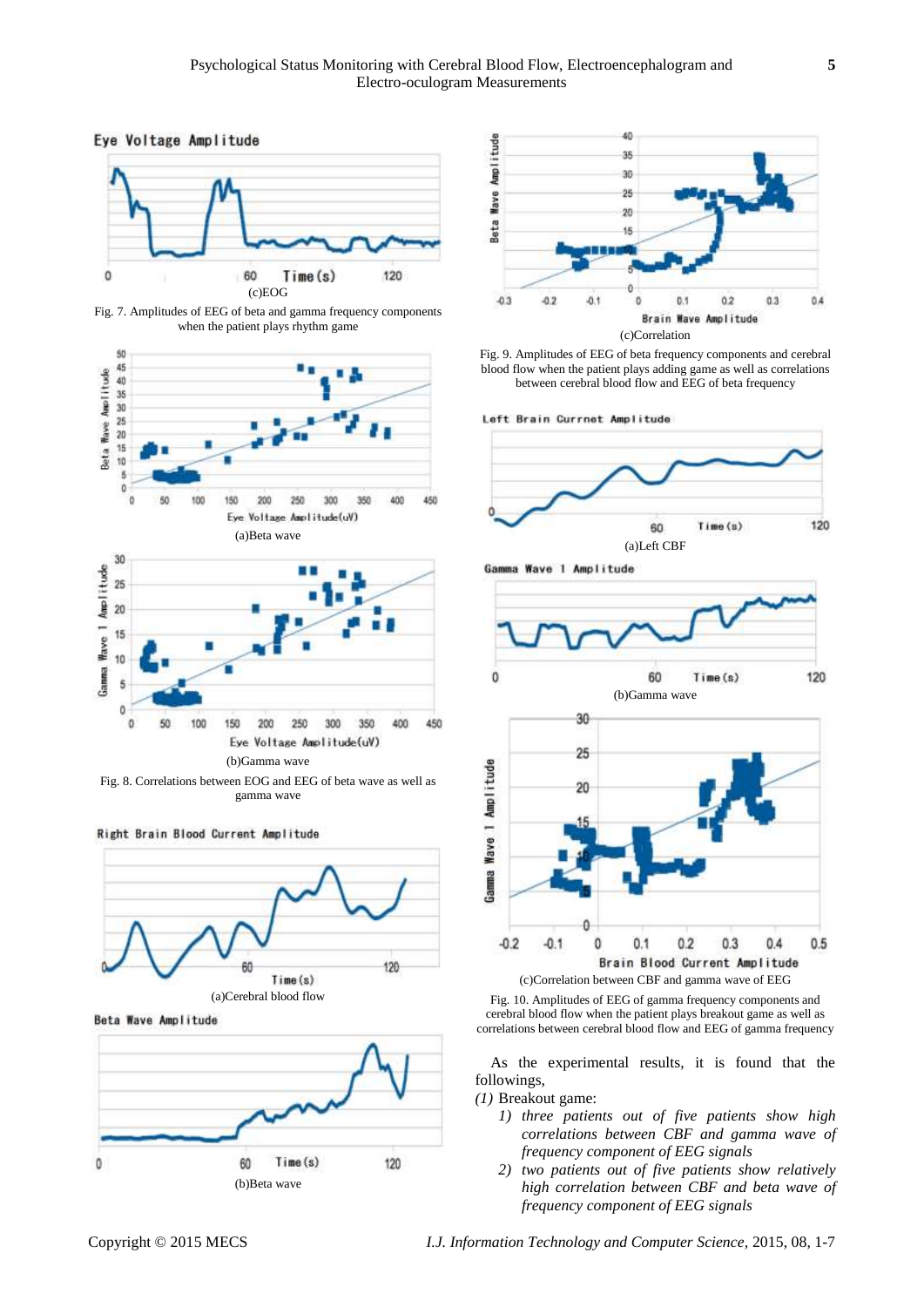(c)EOG

Fig. 7. Amplitudes of EEG of beta and gamma frequency components when the patient plays rhythm game

(a)Beta wave

(b)Gamma wave

Fig. 8. Correlations between EOG and EEG of beta wave as well as gamma wave

(a)Cerebral blood flow

(b)Beta wave

(c)Correlation

Fig. 9. Amplitudes of EEG of beta frequency components and cerebral blood flow when the patient plays adding game as well as correlations between cerebral blood flow and EEG of beta frequency

(a)Left CBF

(b)Gamma wave

(c)Correlation between CBF and gamma wave of EEG

Fig. 10. Amplitudes of EEG of gamma frequency components and cerebral blood flow when the patient plays breakout game as well as correlations between cerebral blood flow and EEG of gamma frequency

As the experimental results, it is found that the followings,

*(1)* Breakout game:

1) *three patients out of five patients show high correlations between CBF and gamma wave of frequency component of EEG signals*
2) *two patients out of five patients show relatively high correlation between CBF and beta wave of frequency component of EEG signals*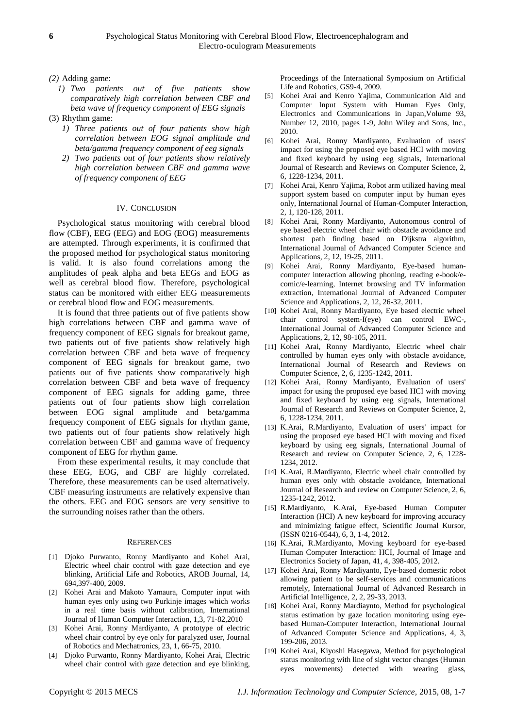*(2)* Adding game:

*1) Two patients out of five patients show comparatively high correlation between CBF and beta wave of frequency component of EEG signals*

(3) Rhythm game:

*1) Three patients out of four patients show high correlation between EOG signal amplitude and beta/gamma frequency component of eeg signals*

*2) Two patients out of four patients show relatively high correlation between CBF and gamma wave of frequency component of EEG*

## IV. Conclusion

Psychological status monitoring with cerebral blood flow (CBF), EEG (EEG) and EOG (EOG) measurements are attempted. Through experiments, it is confirmed that the proposed method for psychological status monitoring is valid. It is also found correlations among the amplitudes of peak alpha and beta EEGs and EOG as well as cerebral blood flow. Therefore, psychological status can be monitored with either EEG measurements or cerebral blood flow and EOG measurements.

It is found that three patients out of five patients show high correlations between CBF and gamma wave of frequency component of EEG signals for breakout game, two patients out of five patients show relatively high correlation between CBF and beta wave of frequency component of EEG signals for breakout game, two patients out of five patients show comparatively high correlation between CBF and beta wave of frequency component of EEG signals for adding game, three patients out of four patients show high correlation between EOG signal amplitude and beta/gamma frequency component of EEG signals for rhythm game, two patients out of four patients show relatively high correlation between CBF and gamma wave of frequency component of EEG for rhythm game.

From these experimental results, it may conclude that these EEG, EOG, and CBF are highly correlated. Therefore, these measurements can be used alternatively. CBF measuring instruments are relatively expensive than the others. EEG and EOG sensors are very sensitive to the surrounding noises rather than the others.

## References

[1] Djoko Purwanto, Ronny Mardiyanto and Kohei Arai, Electric wheel chair control with gaze detection and eye blinking, Artificial Life and Robotics, AROB Journal, 14, 694,397-400, 2009.

[2] Kohei Arai and Makoto Yamaura, Computer input with human eyes only using two Purkinje images which works in a real time basis without calibration, International Journal of Human Computer Interaction, 1,3, 71-82,2010

[3] Kohei Arai, Ronny Mardiyanto, A prototype of electric wheel chair control by eye only for paralyzed user, Journal of Robotics and Mechatronics, 23, 1, 66-75, 2010.

[4] Djoko Purwanto, Ronny Mardiyanto, Kohei Arai, Electric wheel chair control with gaze detection and eye blinking, Proceedings of the International Symposium on Artificial Life and Robotics, GS9-4, 2009.

[5] Kohei Arai and Kenro Yajima, Communication Aid and Computer Input System with Human Eyes Only, Electronics and Communications in Japan,Volume 93, Number 12, 2010, pages 1-9, John Wiley and Sons, Inc., 2010.

[6] Kohei Arai, Ronny Mardiyanto, Evaluation of users' impact for using the proposed eye based HCI with moving and fixed keyboard by using eeg signals, International Journal of Research and Reviews on Computer Science, 2, 6, 1228-1234, 2011.

[7] Kohei Arai, Kenro Yajima, Robot arm utilized having meal support system based on computer input by human eyes only, International Journal of Human-Computer Interaction, 2, 1, 120-128, 2011.

[8] Kohei Arai, Ronny Mardiyanto, Autonomous control of eye based electric wheel chair with obstacle avoidance and shortest path finding based on Dijkstra algorithm, International Journal of Advanced Computer Science and Applications, 2, 12, 19-25, 2011.

[9] Kohei Arai, Ronny Mardiyanto, Eye-based human-computer interaction allowing phoning, reading e-book/e-comic/e-learning, Internet browsing and TV information extraction, International Journal of Advanced Computer Science and Applications, 2, 12, 26-32, 2011.

[10] Kohei Arai, Ronny Mardiyanto, Eye based electric wheel chair control system-I(eye) can control EWC-, International Journal of Advanced Computer Science and Applications, 2, 12, 98-105, 2011.

[11] Kohei Arai, Ronny Mardiyanto, Electric wheel chair controlled by human eyes only with obstacle avoidance, International Journal of Research and Reviews on Computer Science, 2, 6, 1235-1242, 2011.

[12] Kohei Arai, Ronny Mardiyanto, Evaluation of users' impact for using the proposed eye based HCI with moving and fixed keyboard by using eeg signals, International Journal of Research and Reviews on Computer Science, 2, 6, 1228-1234, 2011.

[13] K.Arai, R.Mardiyanto, Evaluation of users' impact for using the proposed eye based HCI with moving and fixed keyboard by using eeg signals, International Journal of Research and review on Computer Science, 2, 6, 1228-1234, 2012.

[14] K.Arai, R.Mardiyanto, Electric wheel chair controlled by human eyes only with obstacle avoidance, International Journal of Research and review on Computer Science, 2, 6, 1235-1242, 2012.

[15] R.Mardiyanto, K.Arai, Eye-based Human Computer Interaction (HCI) A new keyboard for improving accuracy and minimizing fatigue effect, Scientific Journal Kursor, (ISSN 0216-0544), 6, 3, 1-4, 2012.

[16] K.Arai, R.Mardiyanto, Moving keyboard for eye-based Human Computer Interaction: HCI, Journal of Image and Electronics Society of Japan, 41, 4, 398-405, 2012.

[17] Kohei Arai, Ronny Mardiyanto, Eye-based domestic robot allowing patient to be self-services and communications remotely, International Journal of Advanced Research in Artificial Intelligence, 2, 2, 29-33, 2013.

[18] Kohei Arai, Ronny Mardiaynto, Method for psychological status estimation by gaze location monitoring using eye-based Human-Computer Interaction, International Journal of Advanced Computer Science and Applications, 4, 3, 199-206, 2013.

[19] Kohei Arai, Kiyoshi Hasegawa, Method for psychological status monitoring with line of sight vector changes (Human eyes movements) detected with wearing glass,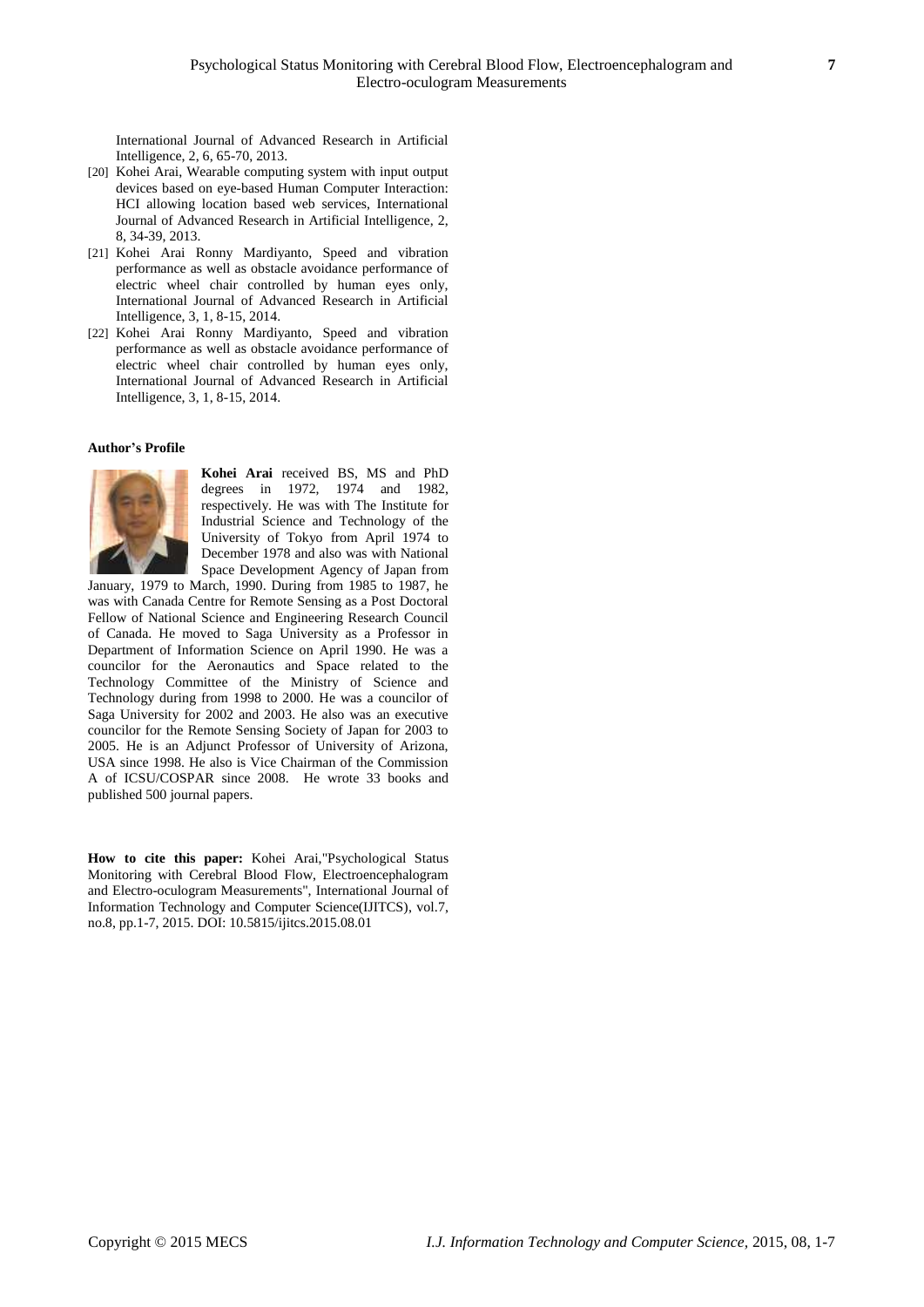International Journal of Advanced Research in Artificial Intelligence, 2, 6, 65-70, 2013.

[20] Kohei Arai, Wearable computing system with input output devices based on eye-based Human Computer Interaction: HCI allowing location based web services, International Journal of Advanced Research in Artificial Intelligence, 2, 8, 34-39, 2013.

[21] Kohei Arai Ronny Mardiyanto, Speed and vibration performance as well as obstacle avoidance performance of electric wheel chair controlled by human eyes only, International Journal of Advanced Research in Artificial Intelligence, 3, 1, 8-15, 2014.

[22] Kohei Arai Ronny Mardiyanto, Speed and vibration performance as well as obstacle avoidance performance of electric wheel chair controlled by human eyes only, International Journal of Advanced Research in Artificial Intelligence, 3, 1, 8-15, 2014.

**Author's Profile**

**Kohei Arai** received BS, MS and PhD degrees in 1972, 1974 and 1982, respectively. He was with The Institute for Industrial Science and Technology of the University of Tokyo from April 1974 to December 1978 and also was with National Space Development Agency of Japan from January, 1979 to March, 1990. During from 1985 to 1987, he was with Canada Centre for Remote Sensing as a Post Doctoral Fellow of National Science and Engineering Research Council of Canada. He moved to Saga University as a Professor in Department of Information Science on April 1990. He was a councilor for the Aeronautics and Space related to the Technology Committee of the Ministry of Science and Technology during from 1998 to 2000. He was a councilor of Saga University for 2002 and 2003. He also was an executive councilor for the Remote Sensing Society of Japan for 2003 to 2005. He is an Adjunct Professor of University of Arizona, USA since 1998. He also is Vice Chairman of the Commission A of ICSU/COSPAR since 2008. He wrote 33 books and published 500 journal papers.

**How to cite this paper:** Kohei Arai,"Psychological Status Monitoring with Cerebral Blood Flow, Electroencephalogram and Electro-oculogram Measurements", International Journal of Information Technology and Computer Science(IJITCS), vol.7, no.8, pp.1-7, 2015. DOI: 10.5815/ijitcs.2015.08.01